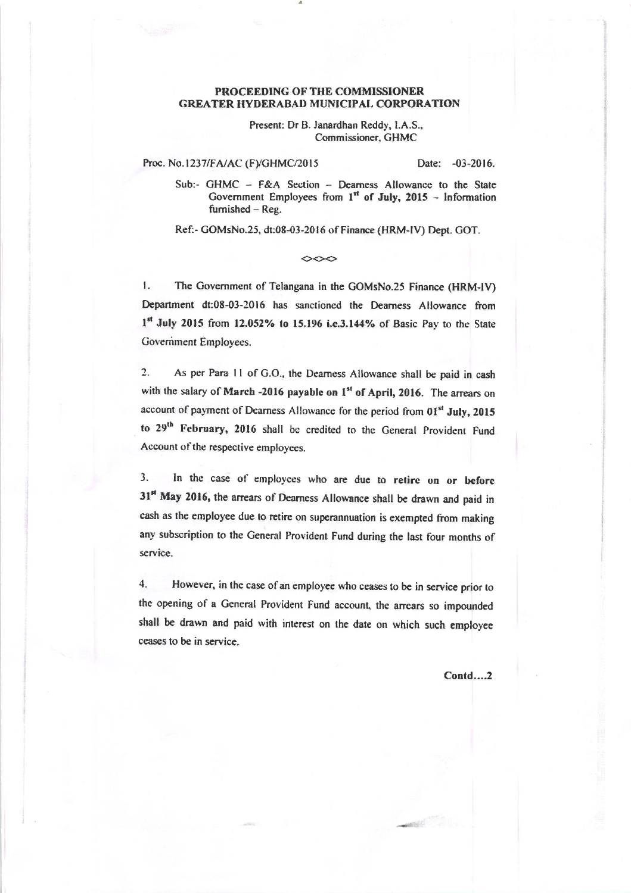**PROCEEDING OF THE COMMISSIONER**
**GREATER HYDERABAD MUNICIPAL CORPORATION**

Present: Dr B. Janardhan Reddy, I.A.S.,
Commissioner, GHMC

Proc. No.1237/FA/AC (F)/GHMC/2015 Date: -03-2016.

Sub:- GHMC – F&A Section – Dearness Allowance to the State Government Employees from 1st of July, 2015 – Information furnished – Reg.

Ref:- GOMsNo.25, dt:08-03-2016 of Finance (HRM-IV) Dept. GOT.

◇◇◇

1. The Government of Telangana in the GOMsNo.25 Finance (HRM-IV) Department dt:08-03-2016 has sanctioned the Dearness Allowance from **1st July 2015** from **12.052% to 15.196 i.e.3.144%** of Basic Pay to the State Government Employees.

2. As per Para 11 of G.O., the Dearness Allowance shall be paid in cash with the salary of **March -2016 payable on 1st of April, 2016**. The arrears on account of payment of Dearness Allowance for the period from **01st July, 2015 to 29th February, 2016** shall be credited to the General Provident Fund Account of the respective employees.

3. In the case of employees who are due to **retire on or before 31st May 2016,** the arrears of Dearness Allowance shall be drawn and paid in cash as the employee due to retire on superannuation is exempted from making any subscription to the General Provident Fund during the last four months of service.

4. However, in the case of an employee who ceases to be in service prior to the opening of a General Provident Fund account, the arrears so impounded shall be drawn and paid with interest on the date on which such employee ceases to be in service.

**Contd....2**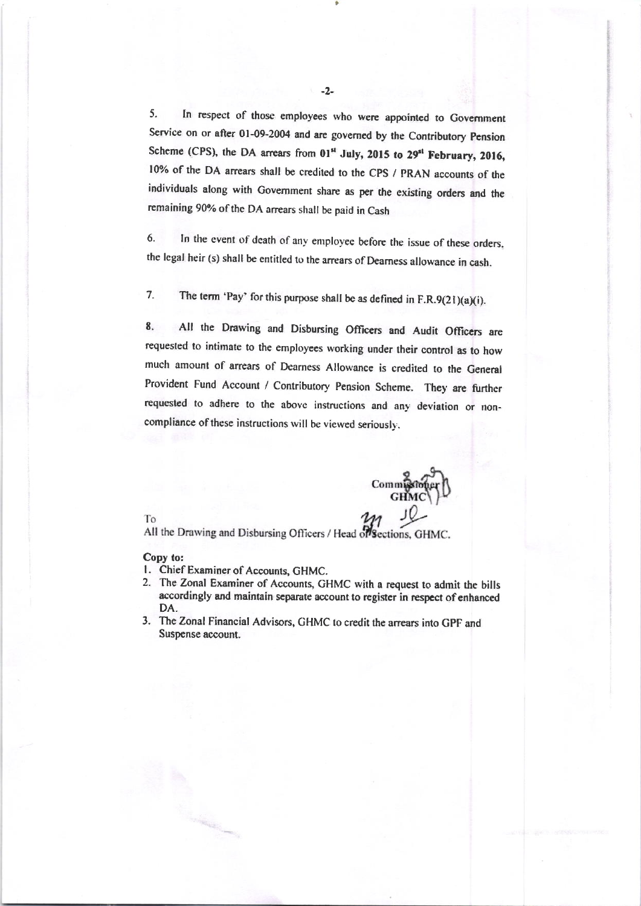5. In respect of those employees who were appointed to Government Service on or after 01-09-2004 and are governed by the Contributory Pension Scheme (CPS), the DA arrears from **01st July, 2015 to 29st February, 2016,** 10% of the DA arrears shall be credited to the CPS / PRAN accounts of the individuals along with Government share as per the existing orders and the remaining 90% of the DA arrears shall be paid in Cash

6. In the event of death of any employee before the issue of these orders, the legal heir (s) shall be entitled to the arrears of Dearness allowance in cash.

7. The term 'Pay' for this purpose shall be as defined in F.R.9(21)(a)(i).

8. All the Drawing and Disbursing Officers and Audit Officers are requested to intimate to the employees working under their control as to how much amount of arrears of Dearness Allowance is credited to the General Provident Fund Account / Contributory Pension Scheme. They are further requested to adhere to the above instructions and any deviation or non-compliance of these instructions will be viewed seriously.

Commissioner
GHMC

To
All the Drawing and Disbursing Officers / Head of Sections, GHMC.

**Copy to:**

1. Chief Examiner of Accounts, GHMC.
2. The Zonal Examiner of Accounts, GHMC with a request to admit the bills accordingly and maintain separate account to register in respect of enhanced DA.
3. The Zonal Financial Advisors, GHMC to credit the arrears into GPF and Suspense account.